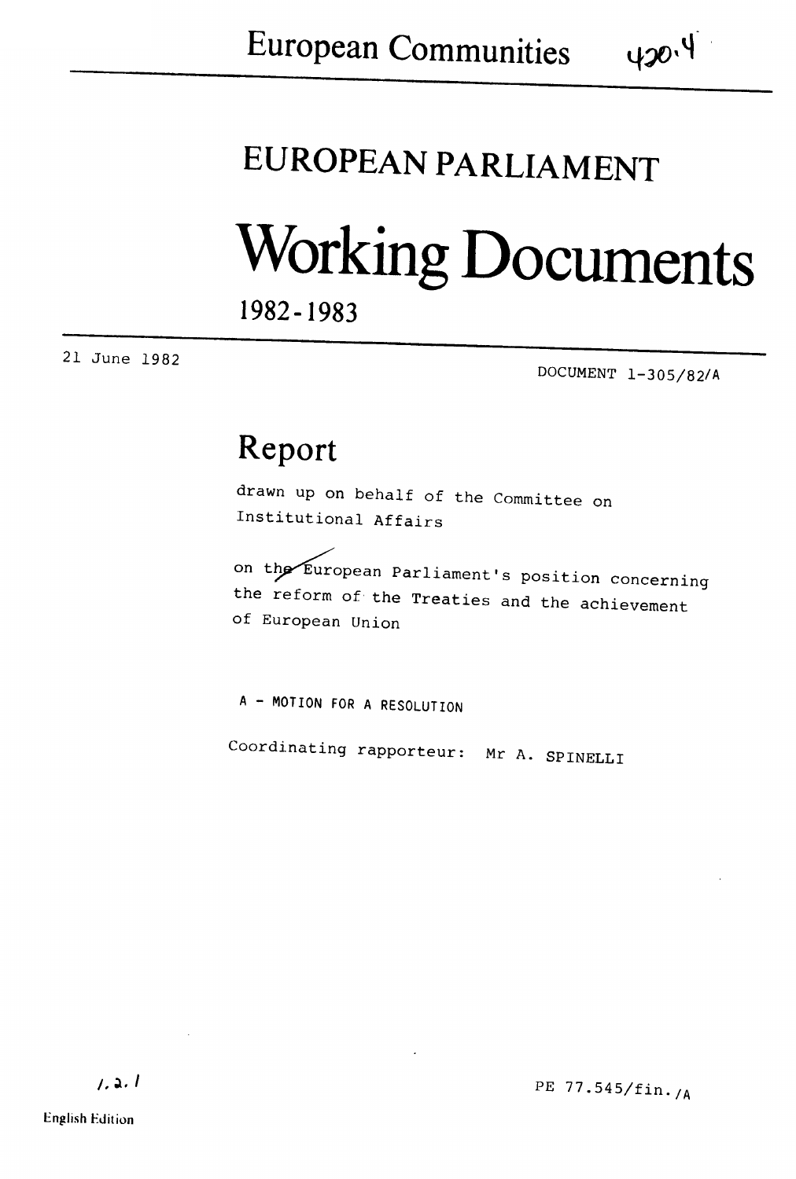European Communities

# EUROPEAN PARLIAMENT

# Working Documents

1982-1983

21 June 1982

DOCUMENT 1-305/82/A

## Report

drawn up on behalf of the Committee on Institutional Affairs

on the European Parliament's position concerning the reform of the Treaties and the achievement of European Union

A - MOTION FOR A RESOLUTION

Coordinating rapporteur: Mr A. SPINELLI

PE 77.545/fin./A

English Edition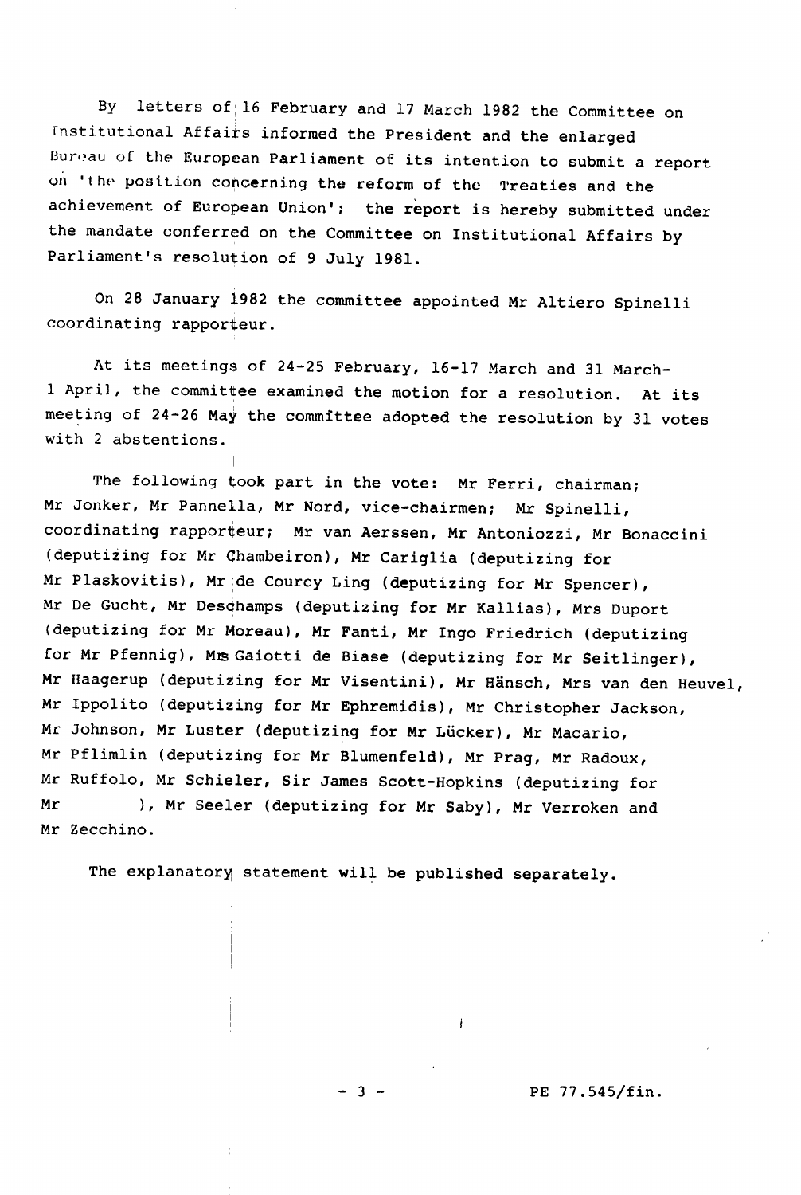By letters of 16 February and 17 March 1982 the Committee on Institutional Affairs informed the President and the enlarged Bureau of the European Parliament of its intention to submit a report on 'the position concerning the reform of the Treaties and the achievement of European Union'; the report is hereby submitted under the mandate conferred on the Committee on Institutional Affairs by Parliament's resolution of 9 July 1981.

On 28 January 1982 the committee appointed Mr Altiero Spinelli coordinating rapporteur.

At its meetings of 24-25 February, 16-17 March and 31 March-1 April, the committee examined the motion for a resolution. At its meeting of 24-26 May the committee adopted the resolution by 31 votes with 2 abstentions.

The following took part in the vote: Mr Ferri, chairman; Mr Jonker, Mr Pannella, Mr Nord, vice-chairmen; Mr Spinelli, coordinating rapporteur; Mr van Aerssen, Mr Antoniozzi, Mr Bonaccini (deputizing for Mr Chambeiron), Mr Cariglia (deputizing for Mr Plaskovitis), Mr de Courcy Ling (deputizing for Mr Spencer), Mr De Gucht, Mr Deschamps (deputizing for Mr Kallias), Mrs Duport (deputizing for Mr Moreau), Mr Fanti, Mr Ingo Friedrich (deputizing for Mr Pfennig), Mrs Gaiotti de Biase (deputizing for Mr Seitlinger), Mr Haagerup (deputizing for Mr Visentini), Mr Hänsch, Mrs van den Heuvel, Mr Ippolito (deputizing for Mr Ephremidis), Mr Christopher Jackson, Mr Johnson, Mr Luster (deputizing for Mr Lücker), Mr Macario, Mr Pflimlin (deputizing for Mr Blumenfeld), Mr Prag, Mr Radoux, Mr Ruffolo, Mr Schieler, Sir James Scott-Hopkins (deputizing for Mr ), Mr Seeler (deputizing for Mr Saby), Mr Verroken and Mr Zecchino.

The explanatory statement will be published separately.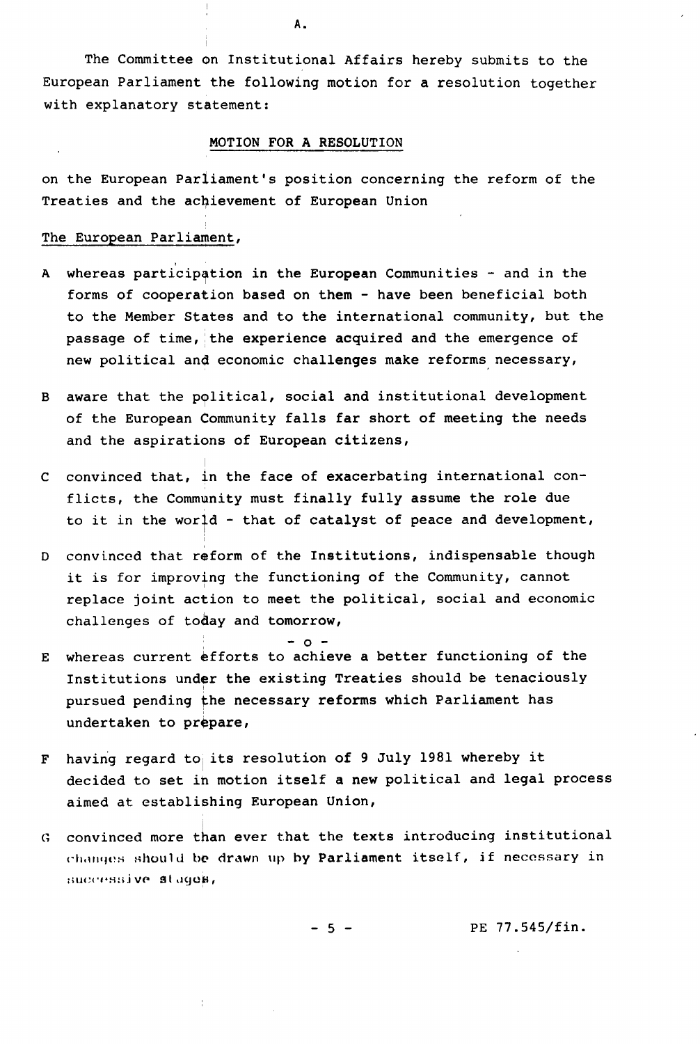A.

The Committee on Institutional Affairs hereby submits to the European Parliament the following motion for a resolution together with explanatory statement:

## MOTION FOR A RESOLUTION

on the European Parliament's position concerning the reform of the Treaties and the achievement of European Union

The European Parliament,

A whereas participation in the European Communities - and in the forms of cooperation based on them - have been beneficial both to the Member States and to the international community, but the passage of time, the experience acquired and the emergence of new political and economic challenges make reforms necessary,

B aware that the political, social and institutional development of the European Community falls far short of meeting the needs and the aspirations of European citizens,

C convinced that, in the face of exacerbating international conflicts, the Community must finally fully assume the role due to it in the world - that of catalyst of peace and development,

D convinced that reform of the Institutions, indispensable though it is for improving the functioning of the Community, cannot replace joint action to meet the political, social and economic challenges of today and tomorrow,

- o -

E whereas current efforts to achieve a better functioning of the Institutions under the existing Treaties should be tenaciously pursued pending the necessary reforms which Parliament has undertaken to prepare,

F having regard to its resolution of 9 July 1981 whereby it decided to set in motion itself a new political and legal process aimed at establishing European Union,

G convinced more than ever that the texts introducing institutional changes should be drawn up by Parliament itself, if necessary in successive stages,

PE 77.545/fin.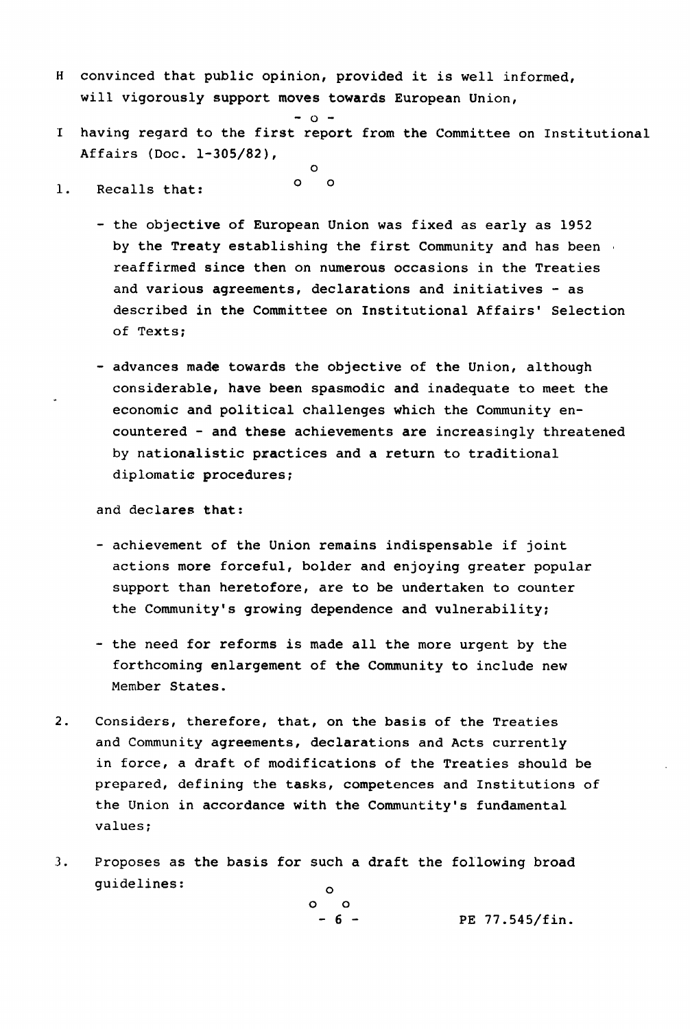H convinced that public opinion, provided it is well informed, will vigorously support moves towards European Union,

- o -

I having regard to the first report from the Committee on Institutional Affairs (Doc. 1-305/82),

o
o o

1. Recalls that:

   - the objective of European Union was fixed as early as 1952 by the Treaty establishing the first Community and has been reaffirmed since then on numerous occasions in the Treaties and various agreements, declarations and initiatives - as described in the Committee on Institutional Affairs' Selection of Texts;

   - advances made towards the objective of the Union, although considerable, have been spasmodic and inadequate to meet the economic and political challenges which the Community encountered - and these achievements are increasingly threatened by nationalistic practices and a return to traditional diplomatic procedures;

   and declares that:

   - achievement of the Union remains indispensable if joint actions more forceful, bolder and enjoying greater popular support than heretofore, are to be undertaken to counter the Community's growing dependence and vulnerability;

   - the need for reforms is made all the more urgent by the forthcoming enlargement of the Community to include new Member States.

2. Considers, therefore, that, on the basis of the Treaties and Community agreements, declarations and Acts currently in force, a draft of modifications of the Treaties should be prepared, defining the tasks, competences and Institutions of the Union in accordance with the Communtity's fundamental values;

3. Proposes as the basis for such a draft the following broad guidelines:

o
o o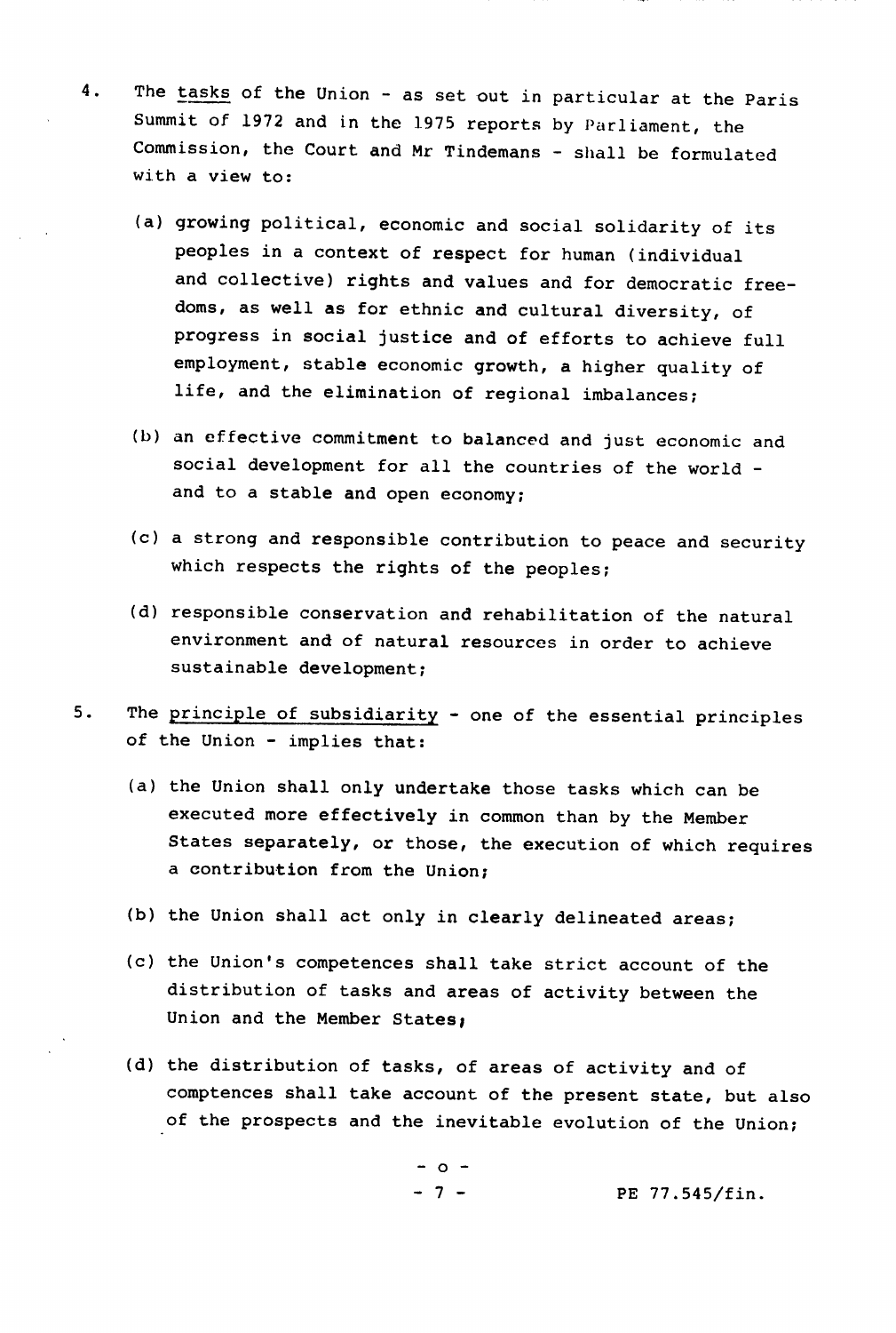4. The tasks of the Union - as set out in particular at the Paris Summit of 1972 and in the 1975 reports by Parliament, the Commission, the Court and Mr Tindemans - shall be formulated with a view to:

   (a) growing political, economic and social solidarity of its peoples in a context of respect for human (individual and collective) rights and values and for democratic freedoms, as well as for ethnic and cultural diversity, of progress in social justice and of efforts to achieve full employment, stable economic growth, a higher quality of life, and the elimination of regional imbalances;

   (b) an effective commitment to balanced and just economic and social development for all the countries of the world - and to a stable and open economy;

   (c) a strong and responsible contribution to peace and security which respects the rights of the peoples;

   (d) responsible conservation and rehabilitation of the natural environment and of natural resources in order to achieve sustainable development;

5. The principle of subsidiarity - one of the essential principles of the Union - implies that:

   (a) the Union shall only undertake those tasks which can be executed more effectively in common than by the Member States separately, or those, the execution of which requires a contribution from the Union;

   (b) the Union shall act only in clearly delineated areas;

   (c) the Union's competences shall take strict account of the distribution of tasks and areas of activity between the Union and the Member States;

   (d) the distribution of tasks, of areas of activity and of comptences shall take account of the present state, but also of the prospects and the inevitable evolution of the Union;

- o -

PE 77.545/fin.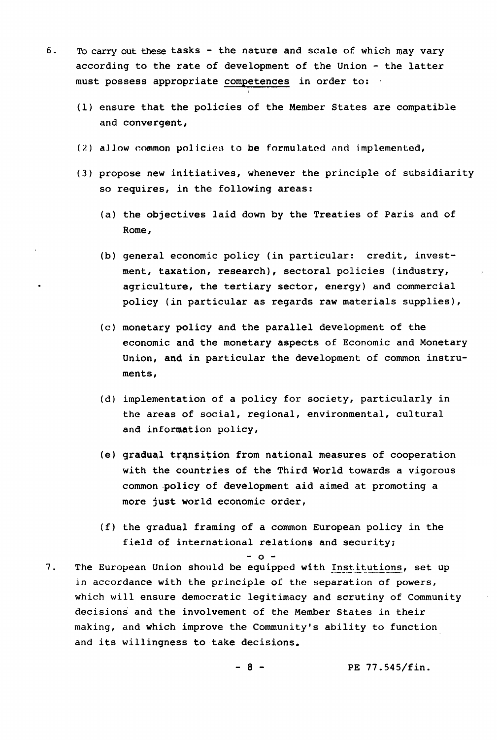6. To carry out these tasks - the nature and scale of which may vary according to the rate of development of the Union - the latter must possess appropriate competences in order to:

   (1) ensure that the policies of the Member States are compatible and convergent,

   (2) allow common policies to be formulated and implemented,

   (3) propose new initiatives, whenever the principle of subsidiarity so requires, in the following areas:

      (a) the objectives laid down by the Treaties of Paris and of Rome,

      (b) general economic policy (in particular: credit, investment, taxation, research), sectoral policies (industry, agriculture, the tertiary sector, energy) and commercial policy (in particular as regards raw materials supplies),

      (c) monetary policy and the parallel development of the economic and the monetary aspects of Economic and Monetary Union, and in particular the development of common instruments,

      (d) implementation of a policy for society, particularly in the areas of social, regional, environmental, cultural and information policy,

      (e) gradual transition from national measures of cooperation with the countries of the Third World towards a vigorous common policy of development aid aimed at promoting a more just world economic order,

      (f) the gradual framing of a common European policy in the field of international relations and security;

- o -

7. The European Union should be equipped with Institutions, set up in accordance with the principle of the separation of powers, which will ensure democratic legitimacy and scrutiny of Community decisions and the involvement of the Member States in their making, and which improve the Community's ability to function and its willingness to take decisions.

PE 77.545/fin.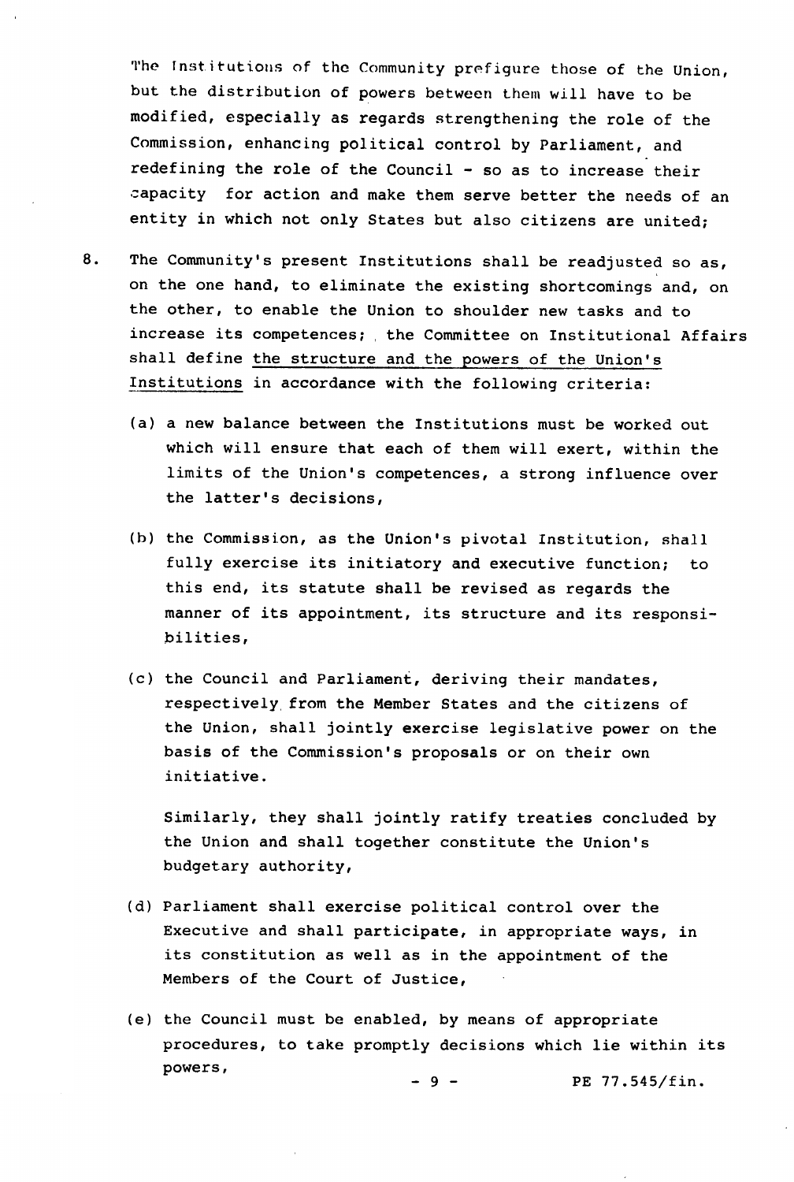The Institutions of the Community prefigure those of the Union, but the distribution of powers between them will have to be modified, especially as regards strengthening the role of the Commission, enhancing political control by Parliament, and redefining the role of the Council - so as to increase their capacity for action and make them serve better the needs of an entity in which not only States but also citizens are united;

8. The Community's present Institutions shall be readjusted so as, on the one hand, to eliminate the existing shortcomings and, on the other, to enable the Union to shoulder new tasks and to increase its competences; the Committee on Institutional Affairs shall define <u>the structure and the powers of the Union's Institutions</u> in accordance with the following criteria:

   (a) a new balance between the Institutions must be worked out which will ensure that each of them will exert, within the limits of the Union's competences, a strong influence over the latter's decisions,

   (b) the Commission, as the Union's pivotal Institution, shall fully exercise its initiatory and executive function; to this end, its statute shall be revised as regards the manner of its appointment, its structure and its responsibilities,

   (c) the Council and Parliament, deriving their mandates, respectively from the Member States and the citizens of the Union, shall jointly exercise legislative power on the basis of the Commission's proposals or on their own initiative.

   Similarly, they shall jointly ratify treaties concluded by the Union and shall together constitute the Union's budgetary authority,

   (d) Parliament shall exercise political control over the Executive and shall participate, in appropriate ways, in its constitution as well as in the appointment of the Members of the Court of Justice,

   (e) the Council must be enabled, by means of appropriate procedures, to take promptly decisions which lie within its powers,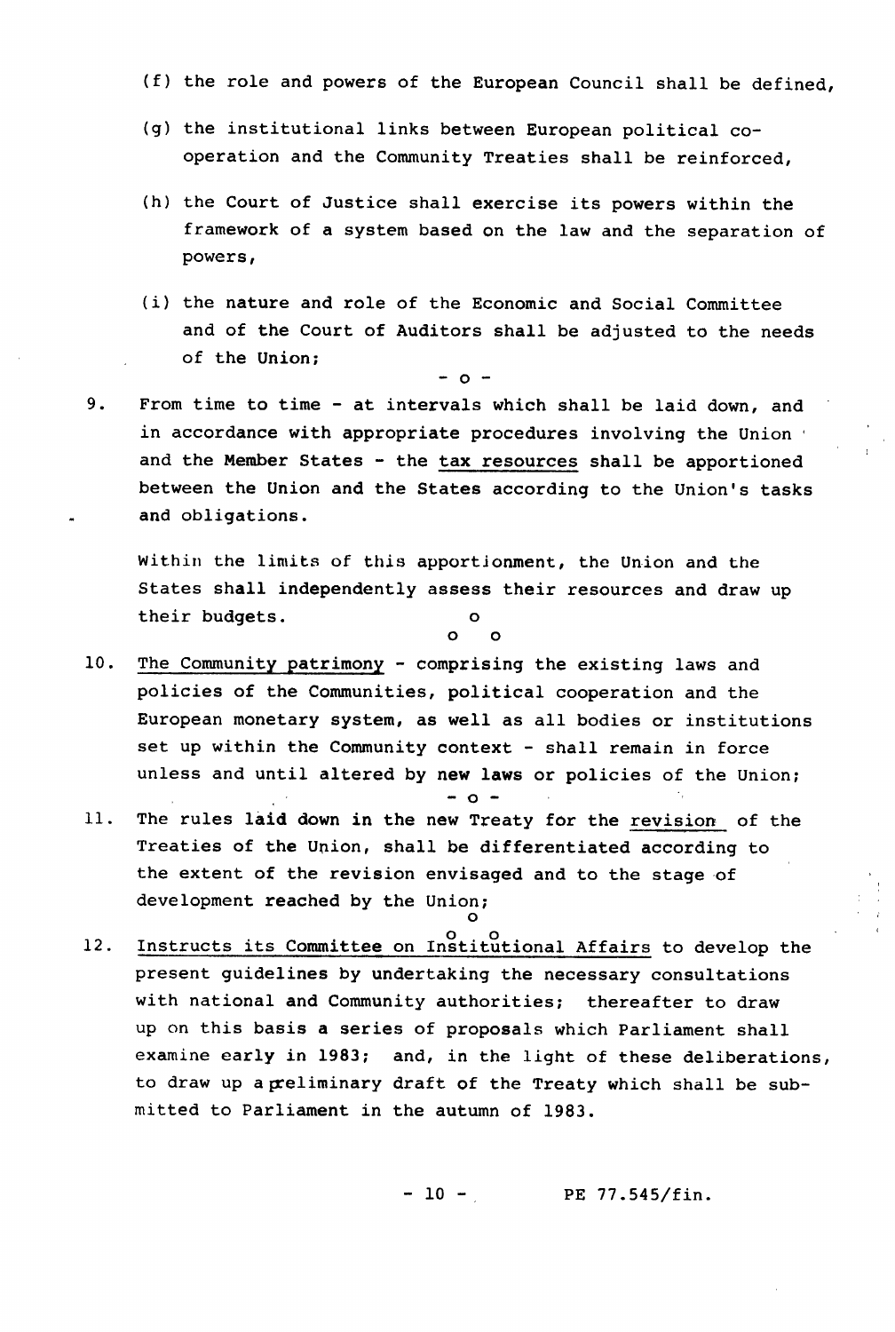(f) the role and powers of the European Council shall be defined,

(g) the institutional links between European political co-operation and the Community Treaties shall be reinforced,

(h) the Court of Justice shall exercise its powers within the framework of a system based on the law and the separation of powers,

(i) the nature and role of the Economic and Social Committee and of the Court of Auditors shall be adjusted to the needs of the Union;

\- o -

9. From time to time - at intervals which shall be laid down, and in accordance with appropriate procedures involving the Union and the Member States - the <u>tax resources</u> shall be apportioned between the Union and the States according to the Union's tasks and obligations.

   Within the limits of this apportionment, the Union and the States shall independently assess their resources and draw up their budgets.

o
o o

10. <u>The Community patrimony</u> - comprising the existing laws and policies of the Communities, political cooperation and the European monetary system, as well as all bodies or institutions set up within the Community context - shall remain in force unless and until altered by new laws or policies of the Union;

\- o -

11. The rules laid down in the new Treaty for the <u>revision</u> of the Treaties of the Union, shall be differentiated according to the extent of the revision envisaged and to the stage of development reached by the Union;

o
o o

12. <u>Instructs its Committee on Institutional Affairs</u> to develop the present guidelines by undertaking the necessary consultations with national and Community authorities; thereafter to draw up on this basis a series of proposals which Parliament shall examine early in 1983; and, in the light of these deliberations, to draw up a preliminary draft of the Treaty which shall be submitted to Parliament in the autumn of 1983.

PE 77.545/fin.